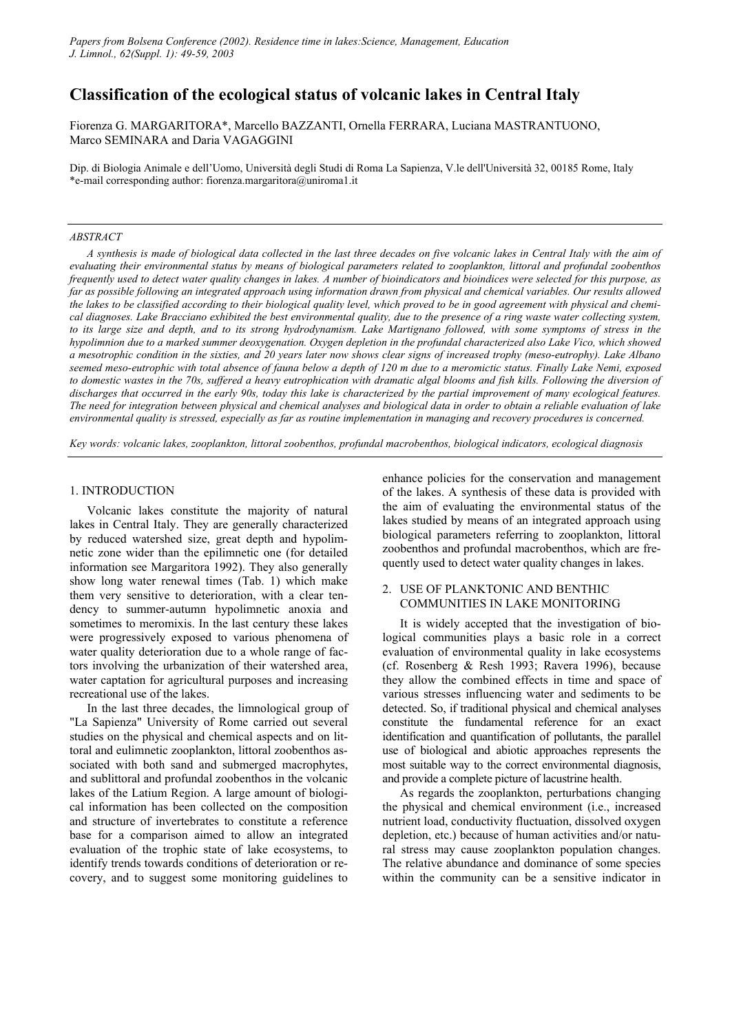*Papers from Bolsena Conference (2002). Residence time in lakes:Science, Management, Education*
*J. Limnol., 62(Suppl. 1): 49-59, 2003*

# Classification of the ecological status of volcanic lakes in Central Italy

Fiorenza G. MARGARITORA*, Marcello BAZZANTI, Ornella FERRARA, Luciana MASTRANTUONO, Marco SEMINARA and Daria VAGAGGINI

Dip. di Biologia Animale e dell'Uomo, Università degli Studi di Roma La Sapienza, V.le dell'Università 32, 00185 Rome, Italy
*e-mail corresponding author: fiorenza.margaritora@uniroma1.it

*ABSTRACT*

*A synthesis is made of biological data collected in the last three decades on five volcanic lakes in Central Italy with the aim of evaluating their environmental status by means of biological parameters related to zooplankton, littoral and profundal zoobenthos frequently used to detect water quality changes in lakes. A number of bioindicators and bioindices were selected for this purpose, as far as possible following an integrated approach using information drawn from physical and chemical variables. Our results allowed the lakes to be classified according to their biological quality level, which proved to be in good agreement with physical and chemical diagnoses. Lake Bracciano exhibited the best environmental quality, due to the presence of a ring waste water collecting system, to its large size and depth, and to its strong hydrodynamism. Lake Martignano followed, with some symptoms of stress in the hypolimnion due to a marked summer deoxygenation. Oxygen depletion in the profundal characterized also Lake Vico, which showed a mesotrophic condition in the sixties, and 20 years later now shows clear signs of increased trophy (meso-eutrophy). Lake Albano seemed meso-eutrophic with total absence of fauna below a depth of 120 m due to a meromictic status. Finally Lake Nemi, exposed to domestic wastes in the 70s, suffered a heavy eutrophication with dramatic algal blooms and fish kills. Following the diversion of discharges that occurred in the early 90s, today this lake is characterized by the partial improvement of many ecological features. The need for integration between physical and chemical analyses and biological data in order to obtain a reliable evaluation of lake environmental quality is stressed, especially as far as routine implementation in managing and recovery procedures is concerned.*

*Key words: volcanic lakes, zooplankton, littoral zoobenthos, profundal macrobenthos, biological indicators, ecological diagnosis*

## 1. INTRODUCTION

Volcanic lakes constitute the majority of natural lakes in Central Italy. They are generally characterized by reduced watershed size, great depth and hypolimnetic zone wider than the epilimnetic one (for detailed information see Margaritora 1992). They also generally show long water renewal times (Tab. 1) which make them very sensitive to deterioration, with a clear tendency to summer-autumn hypolimnetic anoxia and sometimes to meromixis. In the last century these lakes were progressively exposed to various phenomena of water quality deterioration due to a whole range of factors involving the urbanization of their watershed area, water captation for agricultural purposes and increasing recreational use of the lakes.

In the last three decades, the limnological group of "La Sapienza" University of Rome carried out several studies on the physical and chemical aspects and on littoral and eulimnetic zooplankton, littoral zoobenthos associated with both sand and submerged macrophytes, and sublittoral and profundal zoobenthos in the volcanic lakes of the Latium Region. A large amount of biological information has been collected on the composition and structure of invertebrates to constitute a reference base for a comparison aimed to allow an integrated evaluation of the trophic state of lake ecosystems, to identify trends towards conditions of deterioration or recovery, and to suggest some monitoring guidelines to enhance policies for the conservation and management of the lakes. A synthesis of these data is provided with the aim of evaluating the environmental status of the lakes studied by means of an integrated approach using biological parameters referring to zooplankton, littoral zoobenthos and profundal macrobenthos, which are frequently used to detect water quality changes in lakes.

## 2. USE OF PLANKTONIC AND BENTHIC COMMUNITIES IN LAKE MONITORING

It is widely accepted that the investigation of biological communities plays a basic role in a correct evaluation of environmental quality in lake ecosystems (cf. Rosenberg & Resh 1993; Ravera 1996), because they allow the combined effects in time and space of various stresses influencing water and sediments to be detected. So, if traditional physical and chemical analyses constitute the fundamental reference for an exact identification and quantification of pollutants, the parallel use of biological and abiotic approaches represents the most suitable way to the correct environmental diagnosis, and provide a complete picture of lacustrine health.

As regards the zooplankton, perturbations changing the physical and chemical environment (i.e., increased nutrient load, conductivity fluctuation, dissolved oxygen depletion, etc.) because of human activities and/or natural stress may cause zooplankton population changes. The relative abundance and dominance of some species within the community can be a sensitive indicator in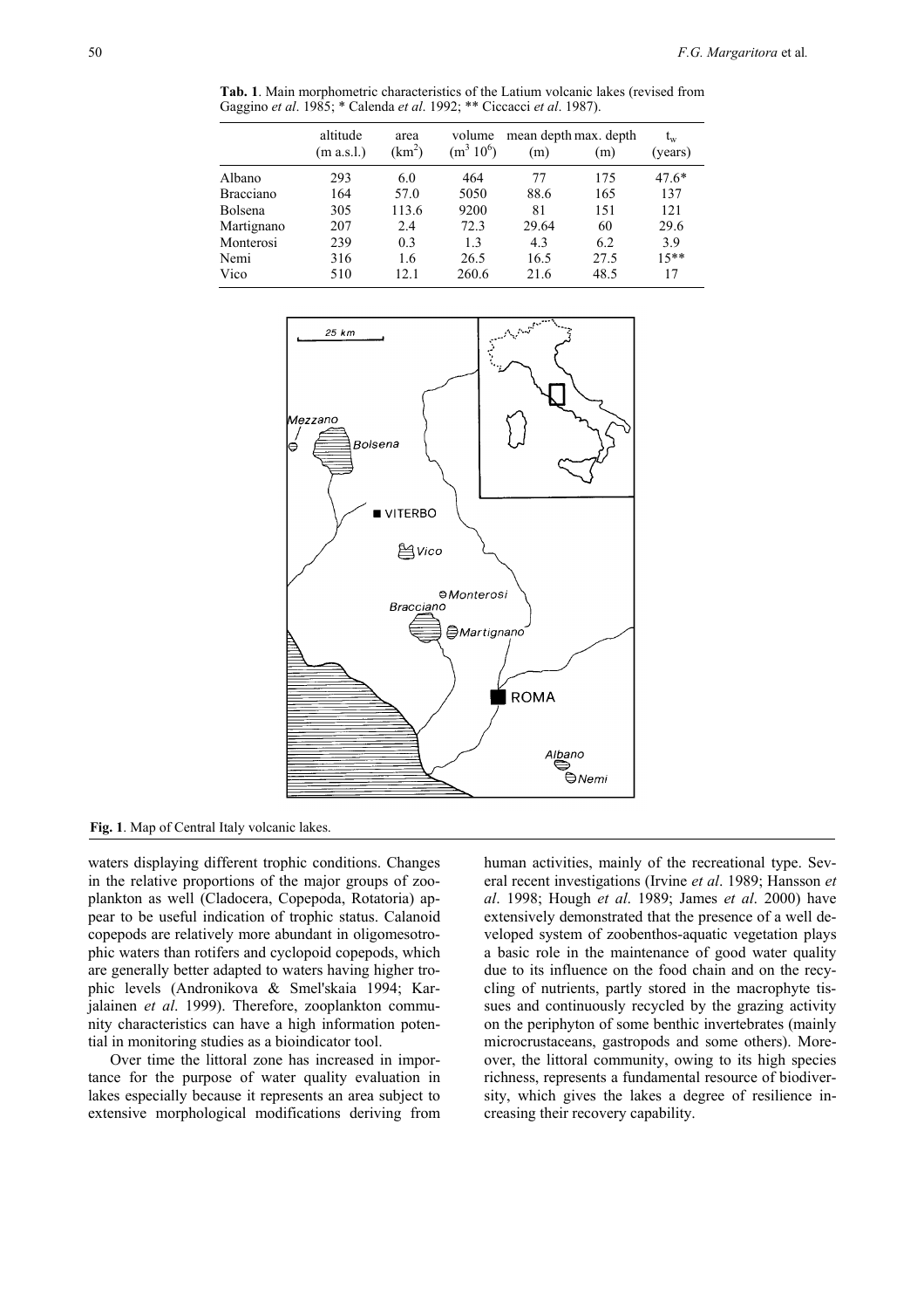**Tab. 1**. Main morphometric characteristics of the Latium volcanic lakes (revised from Gaggino *et al*. 1985; * Calenda *et al*. 1992; ** Ciccacci *et al*. 1987).

| | altitude (m a.s.l.) | area ($km^2$) | volume ($m^3$ $10^6$) | mean depth (m) | max. depth (m) | $t_w$ (years) |
|---|---|---|---|---|---|---|
| Albano | 293 | 6.0 | 464 | 77 | 175 | 47.6* |
| Bracciano | 164 | 57.0 | 5050 | 88.6 | 165 | 137 |
| Bolsena | 305 | 113.6 | 9200 | 81 | 151 | 121 |
| Martignano | 207 | 2.4 | 72.3 | 29.64 | 60 | 29.6 |
| Monterosi | 239 | 0.3 | 1.3 | 4.3 | 6.2 | 3.9 |
| Nemi | 316 | 1.6 | 26.5 | 16.5 | 27.5 | 15** |
| Vico | 510 | 12.1 | 260.6 | 21.6 | 48.5 | 17 |

**Fig. 1**. Map of Central Italy volcanic lakes.

waters displaying different trophic conditions. Changes in the relative proportions of the major groups of zooplankton as well (Cladocera, Copepoda, Rotatoria) appear to be useful indication of trophic status. Calanoid copepods are relatively more abundant in oligomesotrophic waters than rotifers and cyclopoid copepods, which are generally better adapted to waters having higher trophic levels (Andronikova & Smel'skaia 1994; Karjalainen *et al*. 1999). Therefore, zooplankton community characteristics can have a high information potential in monitoring studies as a bioindicator tool.

Over time the littoral zone has increased in importance for the purpose of water quality evaluation in lakes especially because it represents an area subject to extensive morphological modifications deriving from human activities, mainly of the recreational type. Several recent investigations (Irvine *et al*. 1989; Hansson *et al*. 1998; Hough *et al*. 1989; James *et al*. 2000) have extensively demonstrated that the presence of a well developed system of zoobenthos-aquatic vegetation plays a basic role in the maintenance of good water quality due to its influence on the food chain and on the recycling of nutrients, partly stored in the macrophyte tissues and continuously recycled by the grazing activity on the periphyton of some benthic invertebrates (mainly microcrustaceans, gastropods and some others). Moreover, the littoral community, owing to its high species richness, represents a fundamental resource of biodiversity, which gives the lakes a degree of resilience increasing their recovery capability.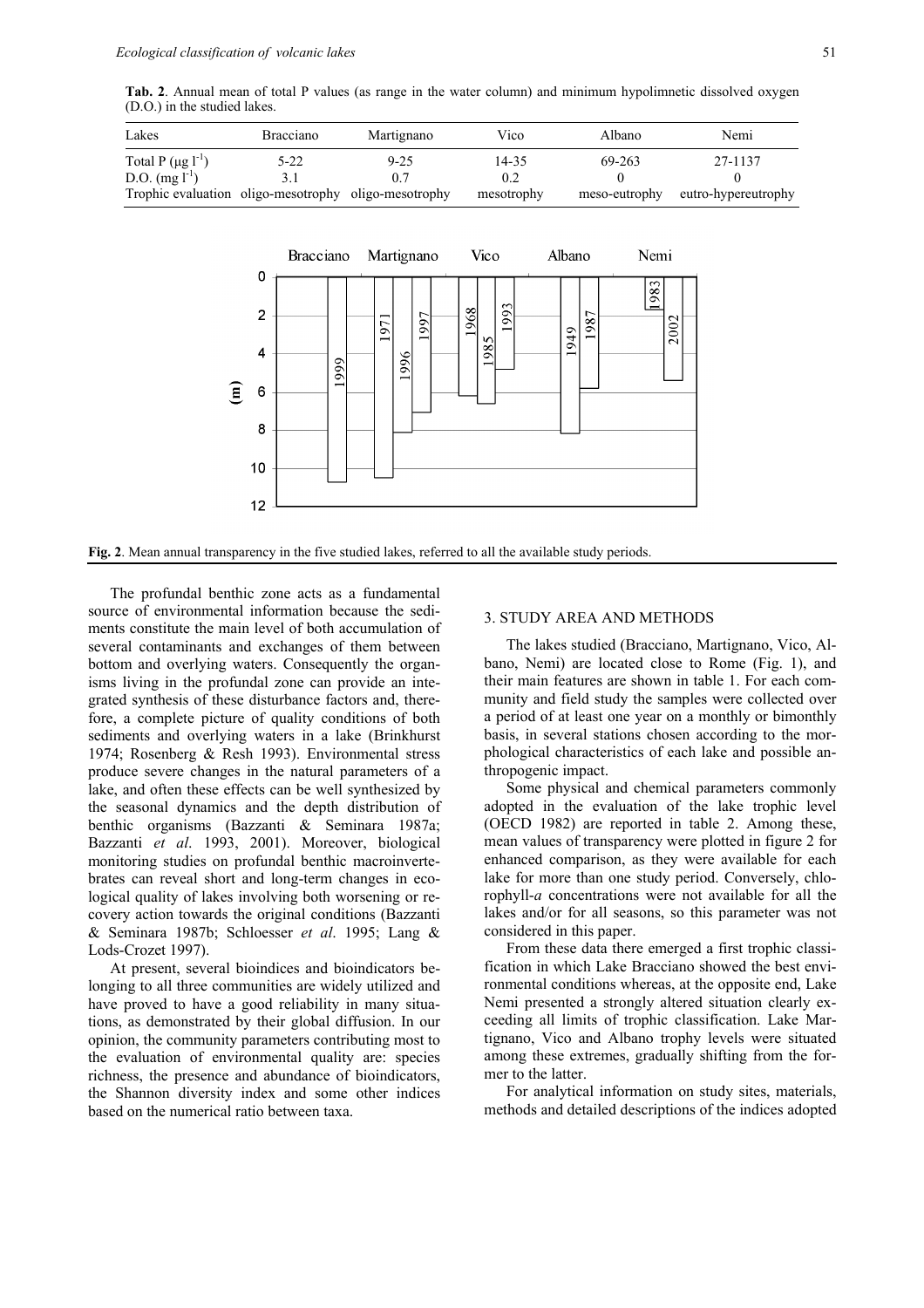**Tab. 2**. Annual mean of total P values (as range in the water column) and minimum hypolimnetic dissolved oxygen (D.O.) in the studied lakes.

| Lakes | Bracciano | Martignano | Vico | Albano | Nemi |
|---|---|---|---|---|---|
| Total P ($\mu g\ l^{-1}$) | 5-22 | 9-25 | 14-35 | 69-263 | 27-1137 |
| D.O. ($mg\ l^{-1}$) | 3.1 | 0.7 | 0.2 | 0 | 0 |
| Trophic evaluation | oligo-mesotrophy | oligo-mesotrophy | mesotrophy | meso-eutrophy | eutro-hypereutrophy |

**Fig. 2**. Mean annual transparency in the five studied lakes, referred to all the available study periods.

The profundal benthic zone acts as a fundamental source of environmental information because the sediments constitute the main level of both accumulation of several contaminants and exchanges of them between bottom and overlying waters. Consequently the organisms living in the profundal zone can provide an integrated synthesis of these disturbance factors and, therefore, a complete picture of quality conditions of both sediments and overlying waters in a lake (Brinkhurst 1974; Rosenberg & Resh 1993). Environmental stress produce severe changes in the natural parameters of a lake, and often these effects can be well synthesized by the seasonal dynamics and the depth distribution of benthic organisms (Bazzanti & Seminara 1987a; Bazzanti *et al*. 1993, 2001). Moreover, biological monitoring studies on profundal benthic macroinvertebrates can reveal short and long-term changes in ecological quality of lakes involving both worsening or recovery action towards the original conditions (Bazzanti & Seminara 1987b; Schloesser *et al*. 1995; Lang & Lods-Crozet 1997).

At present, several bioindices and bioindicators belonging to all three communities are widely utilized and have proved to have a good reliability in many situations, as demonstrated by their global diffusion. In our opinion, the community parameters contributing most to the evaluation of environmental quality are: species richness, the presence and abundance of bioindicators, the Shannon diversity index and some other indices based on the numerical ratio between taxa.

## 3. STUDY AREA AND METHODS

The lakes studied (Bracciano, Martignano, Vico, Albano, Nemi) are located close to Rome (Fig. 1), and their main features are shown in table 1. For each community and field study the samples were collected over a period of at least one year on a monthly or bimonthly basis, in several stations chosen according to the morphological characteristics of each lake and possible anthropogenic impact.

Some physical and chemical parameters commonly adopted in the evaluation of the lake trophic level (OECD 1982) are reported in table 2. Among these, mean values of transparency were plotted in figure 2 for enhanced comparison, as they were available for each lake for more than one study period. Conversely, chlorophyll-*a* concentrations were not available for all the lakes and/or for all seasons, so this parameter was not considered in this paper.

From these data there emerged a first trophic classification in which Lake Bracciano showed the best environmental conditions whereas, at the opposite end, Lake Nemi presented a strongly altered situation clearly exceeding all limits of trophic classification. Lake Martignano, Vico and Albano trophy levels were situated among these extremes, gradually shifting from the former to the latter.

For analytical information on study sites, materials, methods and detailed descriptions of the indices adopted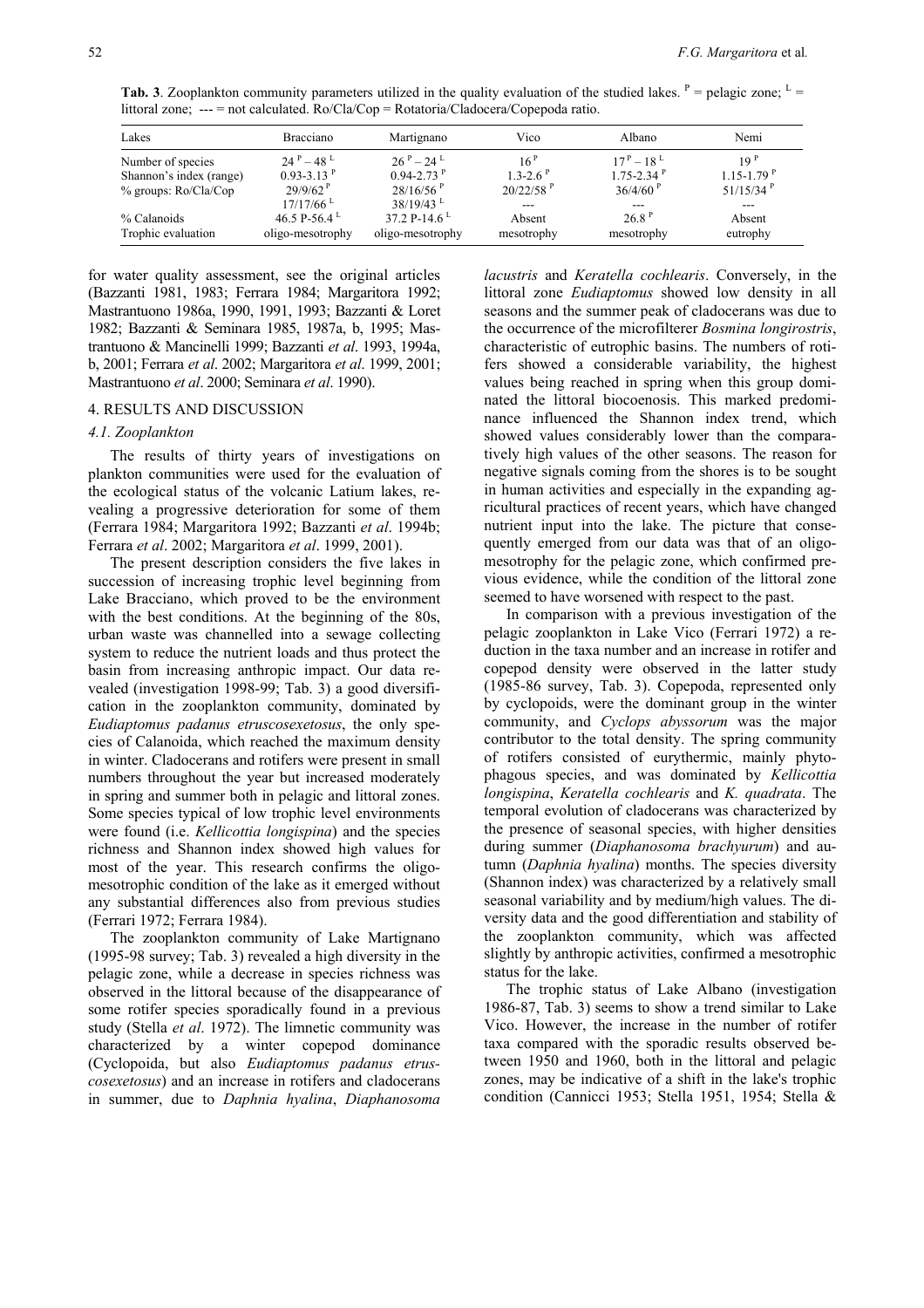**Tab. 3**. Zooplankton community parameters utilized in the quality evaluation of the studied lakes. $^P$ = pelagic zone; $^L$ = littoral zone; --- = not calculated. Ro/Cla/Cop = Rotatoria/Cladocera/Copepoda ratio.

| Lakes | Bracciano | Martignano | Vico | Albano | Nemi |
|---|---|---|---|---|---|
| Number of species | $24^P - 48^L$ | $26^P - 24^L$ | $16^P$ | $17^P - 18^L$ | $19^P$ |
| Shannon's index (range) | $0.93\text{-}3.13^P$ | $0.94\text{-}2.73^P$ | $1.3\text{-}2.6^P$ | $1.75\text{-}2.34^P$ | $1.15\text{-}1.79^P$ |
| % groups: Ro/Cla/Cop | $29/9/62^P$ | $28/16/56^P$ | $20/22/58^P$ | $36/4/60^P$ | $51/15/34^P$ |
| | $17/17/66^L$ | $38/19/43^L$ | --- | --- | --- |
| % Calanoids | 46.5 P-56.4 $^L$ | 37.2 P-14.6 $^L$ | Absent | $26.8^P$ | Absent |
| Trophic evaluation | oligo-mesotrophy | oligo-mesotrophy | mesotrophy | mesotrophy | eutrophy |

for water quality assessment, see the original articles (Bazzanti 1981, 1983; Ferrara 1984; Margaritora 1992; Mastrantuono 1986a, 1990, 1991, 1993; Bazzanti & Loret 1982; Bazzanti & Seminara 1985, 1987a, b, 1995; Mastrantuono & Mancinelli 1999; Bazzanti *et al*. 1993, 1994a, b, 2001; Ferrara *et al*. 2002; Margaritora *et al*. 1999, 2001; Mastrantuono *et al*. 2000; Seminara *et al*. 1990).

## 4. RESULTS AND DISCUSSION

### 4.1. Zooplankton

The results of thirty years of investigations on plankton communities were used for the evaluation of the ecological status of the volcanic Latium lakes, revealing a progressive deterioration for some of them (Ferrara 1984; Margaritora 1992; Bazzanti *et al*. 1994b; Ferrara *et al*. 2002; Margaritora *et al*. 1999, 2001).

The present description considers the five lakes in succession of increasing trophic level beginning from Lake Bracciano, which proved to be the environment with the best conditions. At the beginning of the 80s, urban waste was channelled into a sewage collecting system to reduce the nutrient loads and thus protect the basin from increasing anthropic impact. Our data revealed (investigation 1998-99; Tab. 3) a good diversification in the zooplankton community, dominated by *Eudiaptomus padanus etruscosexetosus*, the only species of Calanoida, which reached the maximum density in winter. Cladocerans and rotifers were present in small numbers throughout the year but increased moderately in spring and summer both in pelagic and littoral zones. Some species typical of low trophic level environments were found (i.e. *Kellicottia longispina*) and the species richness and Shannon index showed high values for most of the year. This research confirms the oligo-mesotrophic condition of the lake as it emerged without any substantial differences also from previous studies (Ferrari 1972; Ferrara 1984).

The zooplankton community of Lake Martignano (1995-98 survey; Tab. 3) revealed a high diversity in the pelagic zone, while a decrease in species richness was observed in the littoral because of the disappearance of some rotifer species sporadically found in a previous study (Stella *et al*. 1972). The limnetic community was characterized by a winter copepod dominance (Cyclopoida, but also *Eudiaptomus padanus etruscosexetosus*) and an increase in rotifers and cladocerans in summer, due to *Daphnia hyalina*, *Diaphanosoma lacustris* and *Keratella cochlearis*. Conversely, in the littoral zone *Eudiaptomus* showed low density in all seasons and the summer peak of cladocerans was due to the occurrence of the microfilterer *Bosmina longirostris*, characteristic of eutrophic basins. The numbers of rotifers showed a considerable variability, the highest values being reached in spring when this group dominated the littoral biocoenosis. This marked predominance influenced the Shannon index trend, which showed values considerably lower than the comparatively high values of the other seasons. The reason for negative signals coming from the shores is to be sought in human activities and especially in the expanding agricultural practices of recent years, which have changed nutrient input into the lake. The picture that consequently emerged from our data was that of an oligo-mesotrophy for the pelagic zone, which confirmed previous evidence, while the condition of the littoral zone seemed to have worsened with respect to the past.

In comparison with a previous investigation of the pelagic zooplankton in Lake Vico (Ferrari 1972) a reduction in the taxa number and an increase in rotifer and copepod density were observed in the latter study (1985-86 survey, Tab. 3). Copepoda, represented only by cyclopoids, were the dominant group in the winter community, and *Cyclops abyssorum* was the major contributor to the total density. The spring community of rotifers consisted of eurythermic, mainly phytophagous species, and was dominated by *Kellicottia longispina*, *Keratella cochlearis* and *K. quadrata*. The temporal evolution of cladocerans was characterized by the presence of seasonal species, with higher densities during summer (*Diaphanosoma brachyurum*) and autumn (*Daphnia hyalina*) months. The species diversity (Shannon index) was characterized by a relatively small seasonal variability and by medium/high values. The diversity data and the good differentiation and stability of the zooplankton community, which was affected slightly by anthropic activities, confirmed a mesotrophic status for the lake.

The trophic status of Lake Albano (investigation 1986-87, Tab. 3) seems to show a trend similar to Lake Vico. However, the increase in the number of rotifer taxa compared with the sporadic results observed between 1950 and 1960, both in the littoral and pelagic zones, may be indicative of a shift in the lake's trophic condition (Cannicci 1953; Stella 1951, 1954; Stella &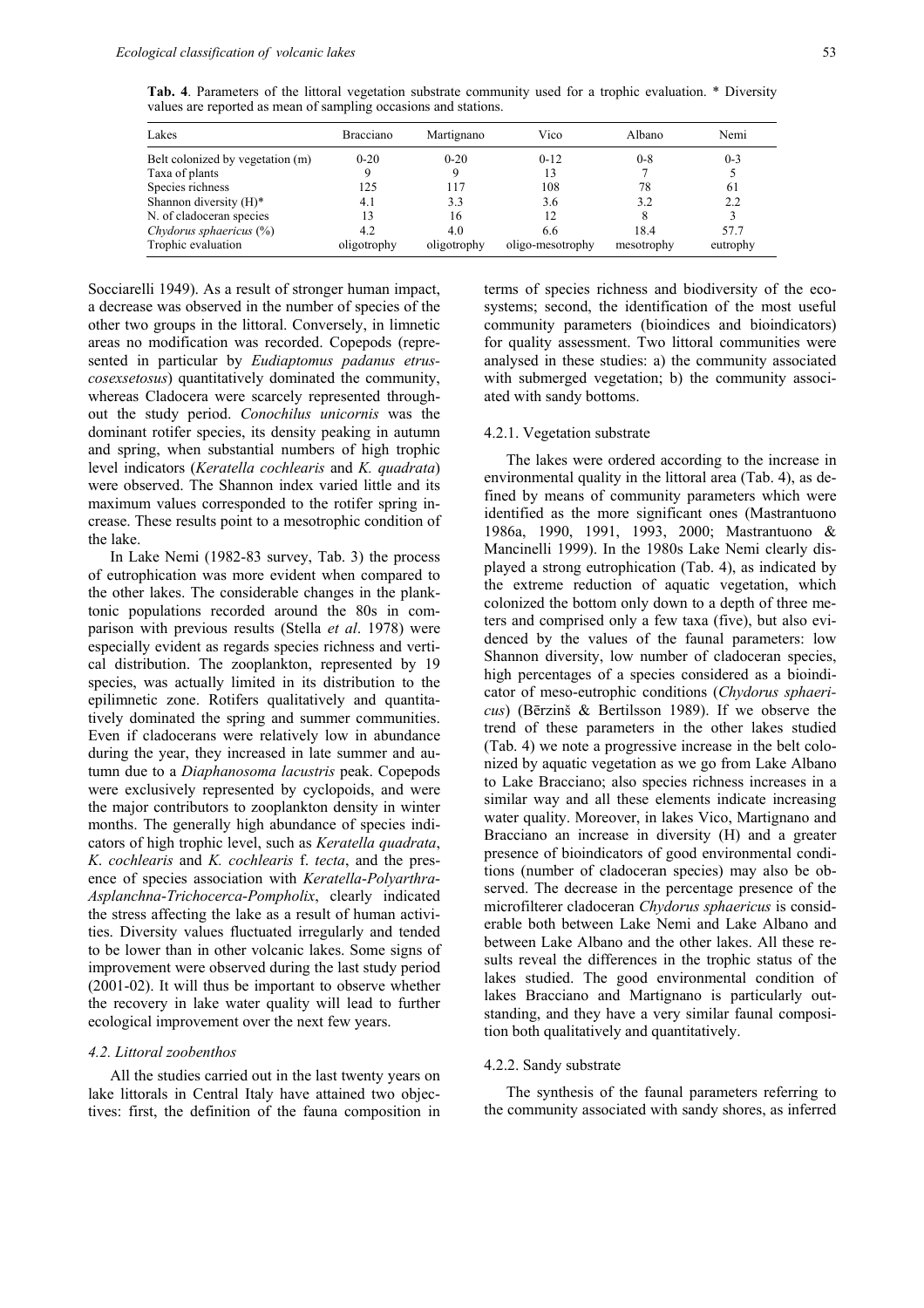**Tab. 4**. Parameters of the littoral vegetation substrate community used for a trophic evaluation. * Diversity values are reported as mean of sampling occasions and stations.

| Lakes | Bracciano | Martignano | Vico | Albano | Nemi |
|---|---|---|---|---|---|
| Belt colonized by vegetation (m) | 0-20 | 0-20 | 0-12 | 0-8 | 0-3 |
| Taxa of plants | 9 | 9 | 13 | 7 | 5 |
| Species richness | 125 | 117 | 108 | 78 | 61 |
| Shannon diversity (H)* | 4.1 | 3.3 | 3.6 | 3.2 | 2.2 |
| N. of cladoceran species | 13 | 16 | 12 | 8 | 3 |
| *Chydorus sphaericus* (%) | 4.2 | 4.0 | 6.6 | 18.4 | 57.7 |
| Trophic evaluation | oligotrophy | oligotrophy | oligo-mesotrophy | mesotrophy | eutrophy |

Socciarelli 1949). As a result of stronger human impact, a decrease was observed in the number of species of the other two groups in the littoral. Conversely, in limnetic areas no modification was recorded. Copepods (represented in particular by *Eudiaptomus padanus etruscosexsetosus*) quantitatively dominated the community, whereas Cladocera were scarcely represented throughout the study period. *Conochilus unicornis* was the dominant rotifer species, its density peaking in autumn and spring, when substantial numbers of high trophic level indicators (*Keratella cochlearis* and *K. quadrata*) were observed. The Shannon index varied little and its maximum values corresponded to the rotifer spring increase. These results point to a mesotrophic condition of the lake.

In Lake Nemi (1982-83 survey, Tab. 3) the process of eutrophication was more evident when compared to the other lakes. The considerable changes in the planktonic populations recorded around the 80s in comparison with previous results (Stella *et al*. 1978) were especially evident as regards species richness and vertical distribution. The zooplankton, represented by 19 species, was actually limited in its distribution to the epilimnetic zone. Rotifers qualitatively and quantitatively dominated the spring and summer communities. Even if cladocerans were relatively low in abundance during the year, they increased in late summer and autumn due to a *Diaphanosoma lacustris* peak. Copepods were exclusively represented by cyclopoids, and were the major contributors to zooplankton density in winter months. The generally high abundance of species indicators of high trophic level, such as *Keratella quadrata*, *K. cochlearis* and *K. cochlearis* f. *tecta*, and the presence of species association with *Keratella*-*Polyarthra*-*Asplanchna*-*Trichocerca*-*Pompholix*, clearly indicated the stress affecting the lake as a result of human activities. Diversity values fluctuated irregularly and tended to be lower than in other volcanic lakes. Some signs of improvement were observed during the last study period (2001-02). It will thus be important to observe whether the recovery in lake water quality will lead to further ecological improvement over the next few years.

### *4.2. Littoral zoobenthos*

All the studies carried out in the last twenty years on lake littorals in Central Italy have attained two objectives: first, the definition of the fauna composition in terms of species richness and biodiversity of the ecosystems; second, the identification of the most useful community parameters (bioindices and bioindicators) for quality assessment. Two littoral communities were analysed in these studies: a) the community associated with submerged vegetation; b) the community associated with sandy bottoms.

#### 4.2.1. Vegetation substrate

The lakes were ordered according to the increase in environmental quality in the littoral area (Tab. 4), as defined by means of community parameters which were identified as the more significant ones (Mastrantuono 1986a, 1990, 1991, 1993, 2000; Mastrantuono & Mancinelli 1999). In the 1980s Lake Nemi clearly displayed a strong eutrophication (Tab. 4), as indicated by the extreme reduction of aquatic vegetation, which colonized the bottom only down to a depth of three meters and comprised only a few taxa (five), but also evidenced by the values of the faunal parameters: low Shannon diversity, low number of cladoceran species, high percentages of a species considered as a bioindicator of meso-eutrophic conditions (*Chydorus sphaericus*) (Bērzinš & Bertilsson 1989). If we observe the trend of these parameters in the other lakes studied (Tab. 4) we note a progressive increase in the belt colonized by aquatic vegetation as we go from Lake Albano to Lake Bracciano; also species richness increases in a similar way and all these elements indicate increasing water quality. Moreover, in lakes Vico, Martignano and Bracciano an increase in diversity (H) and a greater presence of bioindicators of good environmental conditions (number of cladoceran species) may also be observed. The decrease in the percentage presence of the microfilterer cladoceran *Chydorus sphaericus* is considerable both between Lake Nemi and Lake Albano and between Lake Albano and the other lakes. All these results reveal the differences in the trophic status of the lakes studied. The good environmental condition of lakes Bracciano and Martignano is particularly outstanding, and they have a very similar faunal composition both qualitatively and quantitatively.

#### 4.2.2. Sandy substrate

The synthesis of the faunal parameters referring to the community associated with sandy shores, as inferred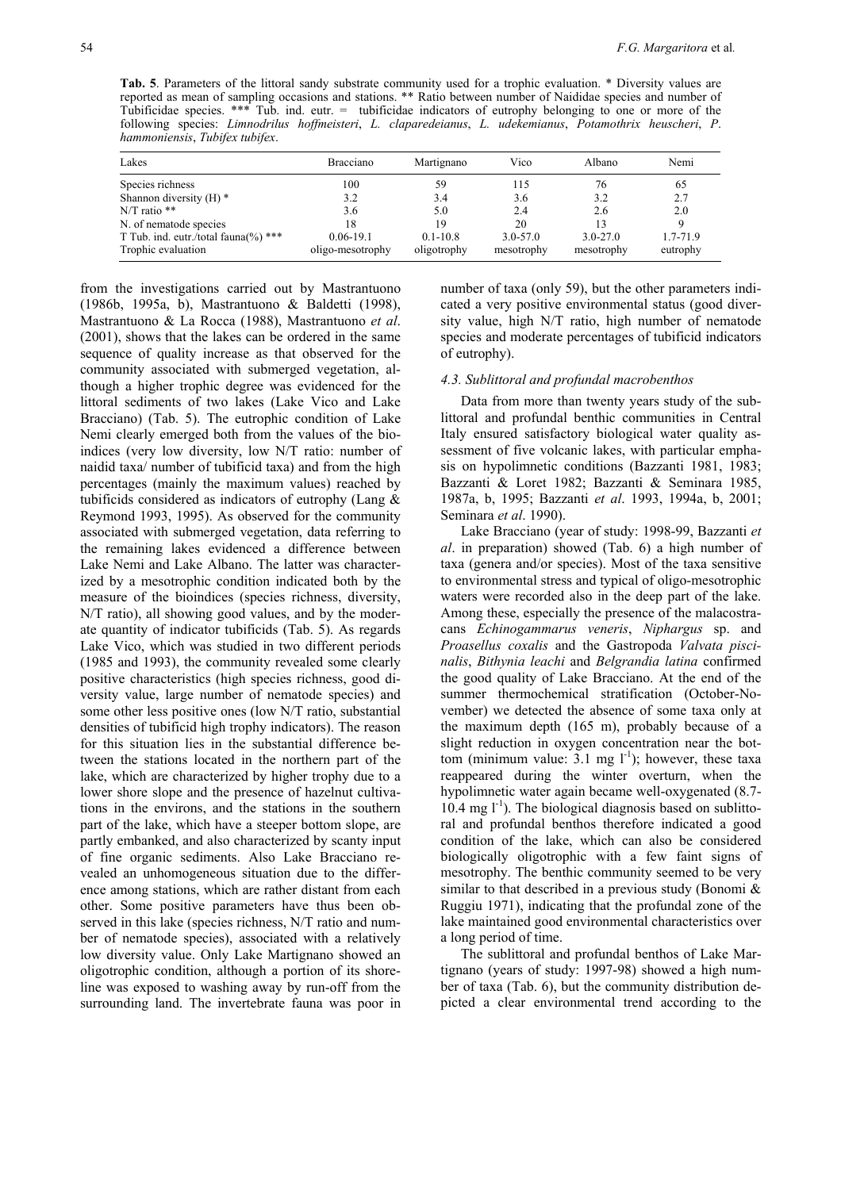**Tab. 5**. Parameters of the littoral sandy substrate community used for a trophic evaluation. * Diversity values are reported as mean of sampling occasions and stations. ** Ratio between number of Naididae species and number of Tubificidae species. *** Tub. ind. eutr. = tubificidae indicators of eutrophy belonging to one or more of the following species: *Limnodrilus hoffmeisteri*, *L. claparedeianus*, *L. udekemianus*, *Potamothrix heuscheri*, *P. hammoniensis*, *Tubifex tubifex*.

| Lakes | Bracciano | Martignano | Vico | Albano | Nemi |
|---|---|---|---|---|---|
| Species richness | 100 | 59 | 115 | 76 | 65 |
| Shannon diversity (H) * | 3.2 | 3.4 | 3.6 | 3.2 | 2.7 |
| N/T ratio ** | 3.6 | 5.0 | 2.4 | 2.6 | 2.0 |
| N. of nematode species | 18 | 19 | 20 | 13 | 9 |
| T Tub. ind. eutr./total fauna(%) *** | 0.06-19.1 | 0.1-10.8 | 3.0-57.0 | 3.0-27.0 | 1.7-71.9 |
| Trophic evaluation | oligo-mesotrophy | oligotrophy | mesotrophy | mesotrophy | eutrophy |

from the investigations carried out by Mastrantuono (1986b, 1995a, b), Mastrantuono & Baldetti (1998), Mastrantuono & La Rocca (1988), Mastrantuono *et al*. (2001), shows that the lakes can be ordered in the same sequence of quality increase as that observed for the community associated with submerged vegetation, although a higher trophic degree was evidenced for the littoral sediments of two lakes (Lake Vico and Lake Bracciano) (Tab. 5). The eutrophic condition of Lake Nemi clearly emerged both from the values of the bioindices (very low diversity, low N/T ratio: number of naidid taxa/ number of tubificid taxa) and from the high percentages (mainly the maximum values) reached by tubificids considered as indicators of eutrophy (Lang & Reymond 1993, 1995). As observed for the community associated with submerged vegetation, data referring to the remaining lakes evidenced a difference between Lake Nemi and Lake Albano. The latter was characterized by a mesotrophic condition indicated both by the measure of the bioindices (species richness, diversity, N/T ratio), all showing good values, and by the moderate quantity of indicator tubificids (Tab. 5). As regards Lake Vico, which was studied in two different periods (1985 and 1993), the community revealed some clearly positive characteristics (high species richness, good diversity value, large number of nematode species) and some other less positive ones (low N/T ratio, substantial densities of tubificid high trophy indicators). The reason for this situation lies in the substantial difference between the stations located in the northern part of the lake, which are characterized by higher trophy due to a lower shore slope and the presence of hazelnut cultivations in the environs, and the stations in the southern part of the lake, which have a steeper bottom slope, are partly embanked, and also characterized by scanty input of fine organic sediments. Also Lake Bracciano revealed an unhomogeneous situation due to the difference among stations, which are rather distant from each other. Some positive parameters have thus been observed in this lake (species richness, N/T ratio and number of nematode species), associated with a relatively low diversity value. Only Lake Martignano showed an oligotrophic condition, although a portion of its shoreline was exposed to washing away by run-off from the surrounding land. The invertebrate fauna was poor in number of taxa (only 59), but the other parameters indicated a very positive environmental status (good diversity value, high N/T ratio, high number of nematode species and moderate percentages of tubificid indicators of eutrophy).

### 4.3. Sublittoral and profundal macrobenthos

Data from more than twenty years study of the sublittoral and profundal benthic communities in Central Italy ensured satisfactory biological water quality assessment of five volcanic lakes, with particular emphasis on hypolimnetic conditions (Bazzanti 1981, 1983; Bazzanti & Loret 1982; Bazzanti & Seminara 1985, 1987a, b, 1995; Bazzanti *et al*. 1993, 1994a, b, 2001; Seminara *et al*. 1990).

Lake Bracciano (year of study: 1998-99, Bazzanti *et al*. in preparation) showed (Tab. 6) a high number of taxa (genera and/or species). Most of the taxa sensitive to environmental stress and typical of oligo-mesotrophic waters were recorded also in the deep part of the lake. Among these, especially the presence of the malacostracans *Echinogammarus veneris*, *Niphargus* sp. and *Proasellus coxalis* and the Gastropoda *Valvata piscinalis*, *Bithynia leachi* and *Belgrandia latina* confirmed the good quality of Lake Bracciano. At the end of the summer thermochemical stratification (October-November) we detected the absence of some taxa only at the maximum depth (165 m), probably because of a slight reduction in oxygen concentration near the bottom (minimum value: 3.1 mg $l^{-1}$); however, these taxa reappeared during the winter overturn, when the hypolimnetic water again became well-oxygenated (8.7-10.4 mg $l^{-1}$). The biological diagnosis based on sublittoral and profundal benthos therefore indicated a good condition of the lake, which can also be considered biologically oligotrophic with a few faint signs of mesotrophy. The benthic community seemed to be very similar to that described in a previous study (Bonomi & Ruggiu 1971), indicating that the profundal zone of the lake maintained good environmental characteristics over a long period of time.

The sublittoral and profundal benthos of Lake Martignano (years of study: 1997-98) showed a high number of taxa (Tab. 6), but the community distribution depicted a clear environmental trend according to the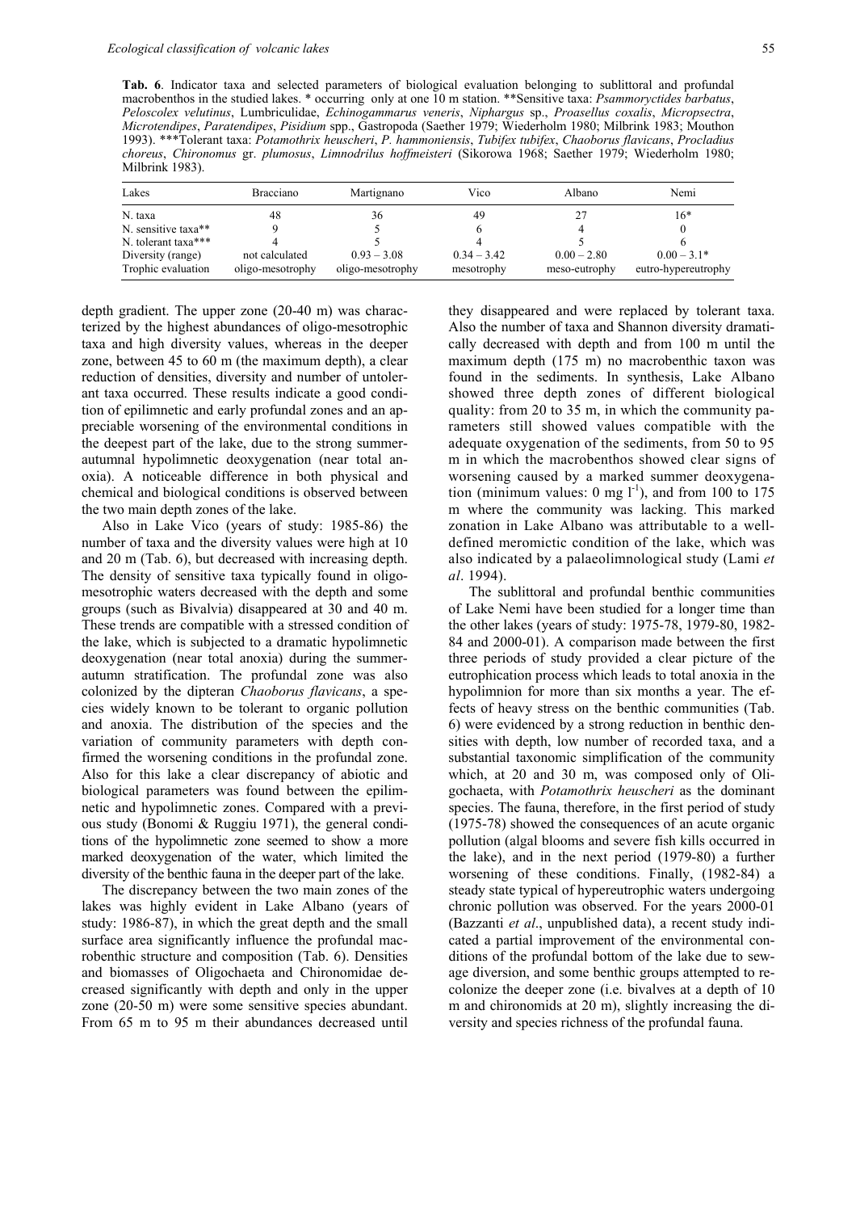**Tab. 6**. Indicator taxa and selected parameters of biological evaluation belonging to sublittoral and profundal macrobenthos in the studied lakes. * occurring only at one 10 m station. **Sensitive taxa: *Psammoryctides barbatus*, *Peloscolex velutinus*, Lumbriculidae, *Echinogammarus veneris*, *Niphargus* sp., *Proasellus coxalis*, *Micropsectra*, *Microtendipes*, *Paratendipes*, *Pisidium* spp., Gastropoda (Saether 1979; Wiederholm 1980; Milbrink 1983; Mouthon 1993). ***Tolerant taxa: *Potamothrix heuscheri*, *P. hammoniensis*, *Tubifex tubifex*, *Chaoborus flavicans*, *Procladius choreus*, *Chironomus* gr. *plumosus*, *Limnodrilus hoffmeisteri* (Sikorowa 1968; Saether 1979; Wiederholm 1980; Milbrink 1983).

| Lakes | Bracciano | Martignano | Vico | Albano | Nemi |
|---|---|---|---|---|---|
| N. taxa | 48 | 36 | 49 | 27 | 16* |
| N. sensitive taxa** | 9 | 5 | 6 | 4 | 0 |
| N. tolerant taxa*** | 4 | 5 | 4 | 5 | 6 |
| Diversity (range) | not calculated | 0.93 – 3.08 | 0.34 – 3.42 | 0.00 – 2.80 | 0.00 – 3.1* |
| Trophic evaluation | oligo-mesotrophy | oligo-mesotrophy | mesotrophy | meso-eutrophy | eutro-hypereutrophy |

depth gradient. The upper zone (20-40 m) was characterized by the highest abundances of oligo-mesotrophic taxa and high diversity values, whereas in the deeper zone, between 45 to 60 m (the maximum depth), a clear reduction of densities, diversity and number of untolerant taxa occurred. These results indicate a good condition of epilimnetic and early profundal zones and an appreciable worsening of the environmental conditions in the deepest part of the lake, due to the strong summer-autumnal hypolimnetic deoxygenation (near total anoxia). A noticeable difference in both physical and chemical and biological conditions is observed between the two main depth zones of the lake.

Also in Lake Vico (years of study: 1985-86) the number of taxa and the diversity values were high at 10 and 20 m (Tab. 6), but decreased with increasing depth. The density of sensitive taxa typically found in oligo-mesotrophic waters decreased with the depth and some groups (such as Bivalvia) disappeared at 30 and 40 m. These trends are compatible with a stressed condition of the lake, which is subjected to a dramatic hypolimnetic deoxygenation (near total anoxia) during the summer-autumn stratification. The profundal zone was also colonized by the dipteran *Chaoborus flavicans*, a species widely known to be tolerant to organic pollution and anoxia. The distribution of the species and the variation of community parameters with depth confirmed the worsening conditions in the profundal zone. Also for this lake a clear discrepancy of abiotic and biological parameters was found between the epilimnetic and hypolimnetic zones. Compared with a previous study (Bonomi & Ruggiu 1971), the general conditions of the hypolimnetic zone seemed to show a more marked deoxygenation of the water, which limited the diversity of the benthic fauna in the deeper part of the lake.

The discrepancy between the two main zones of the lakes was highly evident in Lake Albano (years of study: 1986-87), in which the great depth and the small surface area significantly influence the profundal macrobenthic structure and composition (Tab. 6). Densities and biomasses of Oligochaeta and Chironomidae decreased significantly with depth and only in the upper zone (20-50 m) were some sensitive species abundant. From 65 m to 95 m their abundances decreased until they disappeared and were replaced by tolerant taxa. Also the number of taxa and Shannon diversity dramatically decreased with depth and from 100 m until the maximum depth (175 m) no macrobenthic taxon was found in the sediments. In synthesis, Lake Albano showed three depth zones of different biological quality: from 20 to 35 m, in which the community parameters still showed values compatible with the adequate oxygenation of the sediments, from 50 to 95 m in which the macrobenthos showed clear signs of worsening caused by a marked summer deoxygenation (minimum values: 0 mg $l^{-1}$), and from 100 to 175 m where the community was lacking. This marked zonation in Lake Albano was attributable to a well-defined meromictic condition of the lake, which was also indicated by a palaeolimnological study (Lami *et al*. 1994).

The sublittoral and profundal benthic communities of Lake Nemi have been studied for a longer time than the other lakes (years of study: 1975-78, 1979-80, 1982-84 and 2000-01). A comparison made between the first three periods of study provided a clear picture of the eutrophication process which leads to total anoxia in the hypolimnion for more than six months a year. The effects of heavy stress on the benthic communities (Tab. 6) were evidenced by a strong reduction in benthic densities with depth, low number of recorded taxa, and a substantial taxonomic simplification of the community which, at 20 and 30 m, was composed only of Oligochaeta, with *Potamothrix heuscheri* as the dominant species. The fauna, therefore, in the first period of study (1975-78) showed the consequences of an acute organic pollution (algal blooms and severe fish kills occurred in the lake), and in the next period (1979-80) a further worsening of these conditions. Finally, (1982-84) a steady state typical of hypereutrophic waters undergoing chronic pollution was observed. For the years 2000-01 (Bazzanti *et al*., unpublished data), a recent study indicated a partial improvement of the environmental conditions of the profundal bottom of the lake due to sewage diversion, and some benthic groups attempted to recolonize the deeper zone (i.e. bivalves at a depth of 10 m and chironomids at 20 m), slightly increasing the diversity and species richness of the profundal fauna.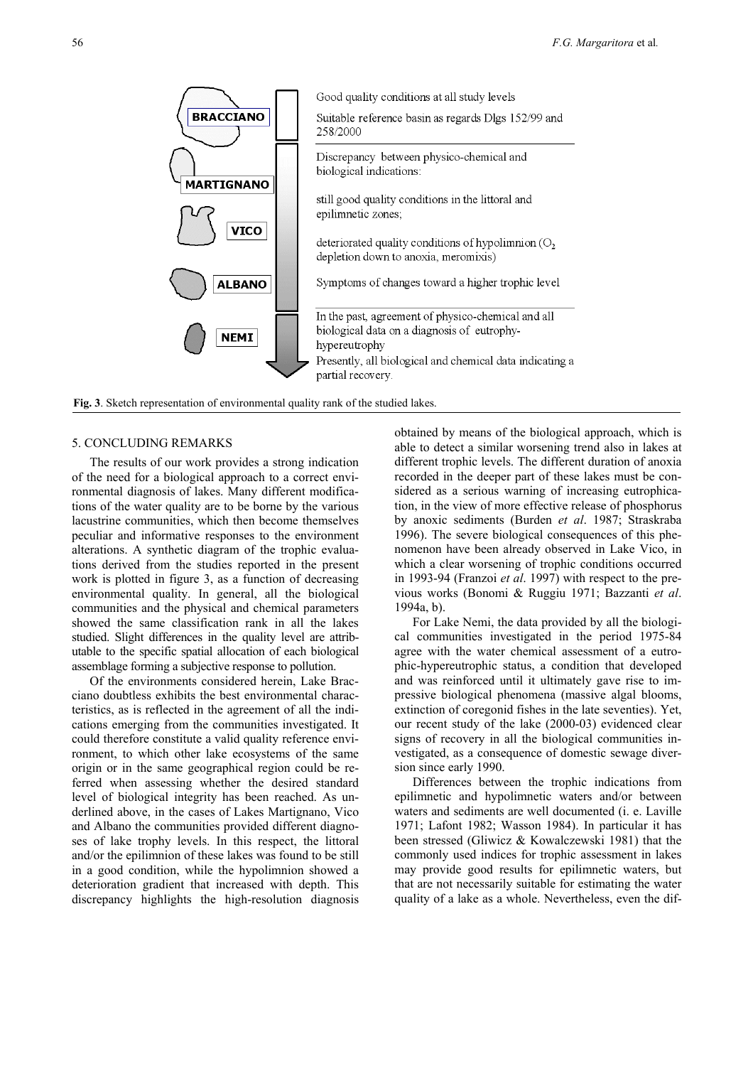BRACCIANO

MARTIGNANO

VICO

ALBANO

NEMI

Good quality conditions at all study levels

Suitable reference basin as regards Dlgs 152/99 and 258/2000

Discrepancy between physico-chemical and biological indications:

still good quality conditions in the littoral and epilimnetic zones;

deteriorated quality conditions of hypolimnion ($O_2$ depletion down to anoxia, meromixis)

Symptoms of changes toward a higher trophic level

In the past, agreement of physico-chemical and all biological data on a diagnosis of eutrophy-hypereutrophy

Presently, all biological and chemical data indicating a partial recovery.

**Fig. 3**. Sketch representation of environmental quality rank of the studied lakes.

## 5. CONCLUDING REMARKS

The results of our work provides a strong indication of the need for a biological approach to a correct environmental diagnosis of lakes. Many different modifications of the water quality are to be borne by the various lacustrine communities, which then become themselves peculiar and informative responses to the environment alterations. A synthetic diagram of the trophic evaluations derived from the studies reported in the present work is plotted in figure 3, as a function of decreasing environmental quality. In general, all the biological communities and the physical and chemical parameters showed the same classification rank in all the lakes studied. Slight differences in the quality level are attributable to the specific spatial allocation of each biological assemblage forming a subjective response to pollution.

Of the environments considered herein, Lake Bracciano doubtless exhibits the best environmental characteristics, as is reflected in the agreement of all the indications emerging from the communities investigated. It could therefore constitute a valid quality reference environment, to which other lake ecosystems of the same origin or in the same geographical region could be referred when assessing whether the desired standard level of biological integrity has been reached. As underlined above, in the cases of Lakes Martignano, Vico and Albano the communities provided different diagnoses of lake trophy levels. In this respect, the littoral and/or the epilimnion of these lakes was found to be still in a good condition, while the hypolimnion showed a deterioration gradient that increased with depth. This discrepancy highlights the high-resolution diagnosis obtained by means of the biological approach, which is able to detect a similar worsening trend also in lakes at different trophic levels. The different duration of anoxia recorded in the deeper part of these lakes must be considered as a serious warning of increasing eutrophication, in the view of more effective release of phosphorus by anoxic sediments (Burden *et al*. 1987; Straskraba 1996). The severe biological consequences of this phenomenon have been already observed in Lake Vico, in which a clear worsening of trophic conditions occurred in 1993-94 (Franzoi *et al*. 1997) with respect to the previous works (Bonomi & Ruggiu 1971; Bazzanti *et al*. 1994a, b).

For Lake Nemi, the data provided by all the biological communities investigated in the period 1975-84 agree with the water chemical assessment of a eutrophic-hypereutrophic status, a condition that developed and was reinforced until it ultimately gave rise to impressive biological phenomena (massive algal blooms, extinction of coregonid fishes in the late seventies). Yet, our recent study of the lake (2000-03) evidenced clear signs of recovery in all the biological communities investigated, as a consequence of domestic sewage diversion since early 1990.

Differences between the trophic indications from epilimnetic and hypolimnetic waters and/or between waters and sediments are well documented (i. e. Laville 1971; Lafont 1982; Wasson 1984). In particular it has been stressed (Gliwicz & Kowalczewski 1981) that the commonly used indices for trophic assessment in lakes may provide good results for epilimnetic waters, but that are not necessarily suitable for estimating the water quality of a lake as a whole. Nevertheless, even the dif-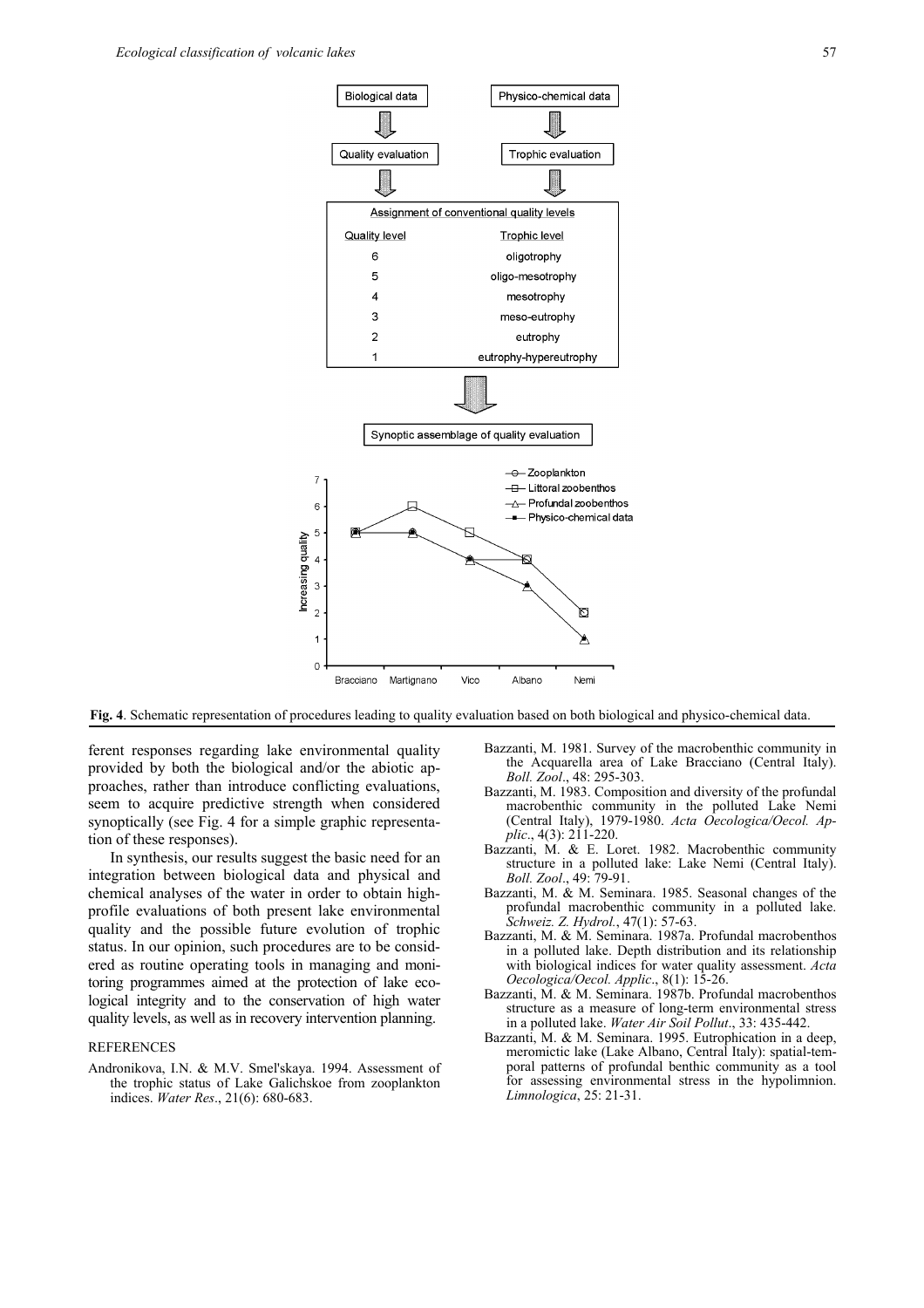Biological data

Physico-chemical data

Quality evaluation

Trophic evaluation

Assignment of conventional quality levels

| Quality level | Trophic level |
|---|---|
| 6 | oligotrophy |
| 5 | oligo-mesotrophy |
| 4 | mesotrophy |
| 3 | meso-eutrophy |
| 2 | eutrophy |
| 1 | eutrophy-hypereutrophy |

Synoptic assemblage of quality evaluation

**Fig. 4**. Schematic representation of procedures leading to quality evaluation based on both biological and physico-chemical data.

ferent responses regarding lake environmental quality provided by both the biological and/or the abiotic approaches, rather than introduce conflicting evaluations, seem to acquire predictive strength when considered synoptically (see Fig. 4 for a simple graphic representation of these responses).

In synthesis, our results suggest the basic need for an integration between biological data and physical and chemical analyses of the water in order to obtain high-profile evaluations of both present lake environmental quality and the possible future evolution of trophic status. In our opinion, such procedures are to be considered as routine operating tools in managing and monitoring programmes aimed at the protection of lake ecological integrity and to the conservation of high water quality levels, as well as in recovery intervention planning.

## REFERENCES

Andronikova, I.N. & M.V. Smel'skaya. 1994. Assessment of the trophic status of Lake Galichskoe from zooplankton indices. *Water Res*., 21(6): 680-683.

Bazzanti, M. 1981. Survey of the macrobenthic community in the Acquarella area of Lake Bracciano (Central Italy). *Boll. Zool*., 48: 295-303.

Bazzanti, M. 1983. Composition and diversity of the profundal macrobenthic community in the polluted Lake Nemi (Central Italy), 1979-1980. *Acta Oecologica/Oecol. Applic*., 4(3): 211-220.

Bazzanti, M. & E. Loret. 1982. Macrobenthic community structure in a polluted lake: Lake Nemi (Central Italy). *Boll. Zool*., 49: 79-91.

Bazzanti, M. & M. Seminara. 1985. Seasonal changes of the profundal macrobenthic community in a polluted lake. *Schweiz. Z. Hydrol.*, 47(1): 57-63.

Bazzanti, M. & M. Seminara. 1987a. Profundal macrobenthos in a polluted lake. Depth distribution and its relationship with biological indices for water quality assessment. *Acta Oecologica/Oecol. Applic*., 8(1): 15-26.

Bazzanti, M. & M. Seminara. 1987b. Profundal macrobenthos structure as a measure of long-term environmental stress in a polluted lake. *Water Air Soil Pollut*., 33: 435-442.

Bazzanti, M. & M. Seminara. 1995. Eutrophication in a deep, meromictic lake (Lake Albano, Central Italy): spatial-temporal patterns of profundal benthic community as a tool for assessing environmental stress in the hypolimnion. *Limnologica*, 25: 21-31.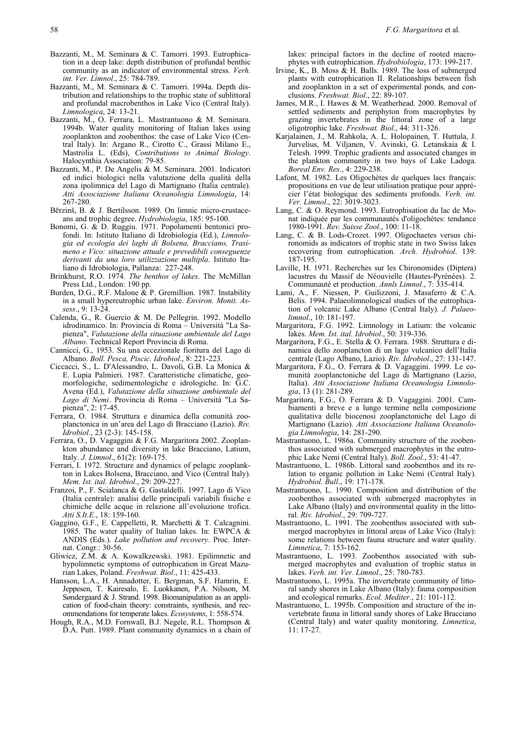Bazzanti, M., M. Seminara & C. Tamorri. 1993. Eutrophication in a deep lake: depth distribution of profundal benthic community as an indicator of environmental stress. *Verh. int. Ver. Limnol*., 25: 784-789.

Bazzanti, M., M. Seminara & C. Tamorri. 1994a. Depth distribution and relationships to the trophic state of sublittoral and profundal macrobenthos in Lake Vico (Central Italy). *Limnologica*, 24: 13-21.

Bazzanti, M., O. Ferrara, L. Mastrantuono & M. Seminara. 1994b. Water quality monitoring of Italian lakes using zooplankton and zoobenthos: the case of Lake Vico (Central Italy). In: Argano R., Cirotto C., Grassi Milano E., Mastrolia L. (Eds), *Contributions to Animal Biology*. Halocynthia Association: 79-85.

Bazzanti, M., P. De Angelis & M. Seminara. 2001. Indicatori ed indici biologici nella valutazione della qualità della zona ipolimnica del Lago di Martignano (Italia centrale). *Atti Associazione Italiana Oceanologia Limnologia*, 14: 267-280.

Bērzinš, B. & J. Bertilsson. 1989. On limnic micro-crustaceans and trophic degree. *Hydrobiologia*, 185: 95-100.

Bonomi, G. & D. Ruggiu. 1971. Popolamenti bentonici profondi. In: Istituto Italiano di Idrobiologia (Ed.), *Limnologia ed ecologia dei laghi di Bolsena, Bracciano, Trasimeno e Vico: situazione attuale e prevedibili conseguenze derivanti da una loro utilizzazione multipla*. Istituto Italiano di Idrobiologia, Pallanza: 227-248.

Brinkhurst, R.O. 1974. *The benthos of lakes*. The McMillan Press Ltd., London: 190 pp.

Burden, D.G., R.F. Malone & P. Gremillion. 1987. Instability in a small hypereutrophic urban lake. *Environ. Monit. Assess*., 9: 13-24.

Calenda, G., R. Guercio & M. De Pellegrin. 1992. Modello idrodinamico. In: Provincia di Roma – Università "La Sapienza", *Valutazione della situazione ambientale del Lago Albano*. Technical Report Provincia di Roma.

Cannicci, G., 1953. Su una eccezionale fioritura del Lago di Albano. *Boll. Pesca, Piscic. Idrobiol*., 8: 221-223.

Ciccacci, S., L. D'Alessandro, L. Davoli, G.B. La Monica & E. Lupia Palmieri. 1987. Caratteristiche climatiche, geomorfologiche, sedimentologiche e idrologiche. In: G.C. Avena (Ed.), *Valutazione della situazione ambientale del Lago di Nemi*. Provincia di Roma – Università "La Sapienza", 2: 17-45.

Ferrara, O. 1984. Struttura e dinamica della comunità zooplanctonica in un'area del Lago di Bracciano (Lazio). *Riv. Idrobiol*., 23 (2-3): 145-158.

Ferrara, O., D. Vagaggini & F.G. Margaritora 2002. Zooplankton abundance and diversity in lake Bracciano, Latium, Italy. *J. Limnol*., 61(2): 169-175.

Ferrari, I. 1972. Structure and dynamics of pelagic zooplankton in Lakes Bolsena, Bracciano, and Vico (Central Italy). *Mem. Ist. ital. Idrobiol*., 29: 209-227.

Franzoi, P., F. Scialanca & G. Gastaldelli. 1997. Lago di Vico (Italia centrale): analisi delle principali variabili fisiche e chimiche delle acque in relazione all'evoluzione trofica. *Atti S.It.E*., 18: 159-160.

Gaggino, G.F., E. Cappelletti, R. Marchetti & T. Calcagnini. 1985. The water quality of Italian lakes. In: EWPCA & ANDIS (Eds.). *Lake pollution and recovery*. Proc. Internat. Congr.: 30-56.

Gliwicz, Z.M. & A. Kowalkzewski. 1981. Epilimnetic and hypolimnetic symptoms of eutrophication in Great Mazurian Lakes, Poland. *Freshwat. Biol*., 11: 425-433.

Hansson, L.A., H. Annadotter, E. Bergman, S.F. Hamrin, E. Jeppesen, T. Kairesalo, E. Luokkanen, P.A. Nilsson, M. Søndergaard & J. Strand. 1998. Biomanipulation as an application of food-chain theory: constraints, synthesis, and recommendations for temperate lakes. *Ecosystems*, 1: 558-574.

Hough, R.A., M.D. Fornwall, B.J. Negele, R.L. Thompson & D.A. Putt. 1989. Plant community dynamics in a chain of lakes: principal factors in the decline of rooted macrophytes with eutrophication. *Hydrobiologia*, 173: 199-217.

Irvine, K., B. Moss & H. Balls. 1989. The loss of submerged plants with eutrophication II. Relationships between fish and zooplankton in a set of experimental ponds, and conclusions. *Freshwat. Biol*., 22: 89-107.

James, M.R., I. Hawes & M. Weatherhead. 2000. Removal of settled sediments and periphyton from macrophytes by grazing invertebrates in the littoral zone of a large oligotrophic lake. *Freshwat. Biol*., 44: 311-326.

Karjalainen, J., M. Rahkola, A. L. Holopainen, T. Huttula, J. Jurvelius, M. Viljanen, V. Avinski, G. Letanskaia & I. Telesh. 1999. Trophic gradients and associated changes in the plankton community in two bays of Lake Ladoga. *Boreal Env. Res*., 4: 229-238.

Lafont, M. 1982. Les Oligochètes de quelques lacs français: propositions en vue de leur utilisation pratique pour apprécier l'état biologique des sediments profonds. *Verh. int. Ver. Limnol*., 22: 3019-3023.

Lang, C. & O. Reymond. 1993. Eutrophisation du lac de Monat indiquée par les communautés d'oligochètes: tendance 1980-1991. *Rev. Suisse Zool*., 100: 11-18.

Lang, C. & B. Lods-Crozet. 1997. Oligochaetes versus chironomids as indicators of trophic state in two Swiss lakes recovering from eutrophication. *Arch. Hydrobiol*. 139: 187-195.

Laville, H. 1971. Recherches sur les Chironomides (Diptera) lacustres du Massif de Néouvielle (Hautes-Pyrénées). 2. Communauté et production. *Annls Limnol*., 7: 335-414.

Lami, A., F. Niessen, P. Guilizzoni, J. Masaferro & C.A. Belis. 1994. Palaeolimnological studies of the eutrophication of volcanic Lake Albano (Central Italy). *J. Palaeolimnol*., 10: 181-197.

Margaritora, F.G. 1992. Limnology in Latium: the volcanic lakes. *Mem. Ist. ital. Idrobiol*., 50: 319-336.

Margaritora, F.G., E. Stella & O. Ferrara. 1988. Struttura e dinamica dello zooplancton di un lago vulcanico dell'Italia centrale (Lago Albano, Lazio). *Riv. Idrobiol*., 27: 131-147.

Margaritora, F.G., O. Ferrara & D. Vagaggini. 1999. Le comunità zooplanctoniche del Lago di Martignano (Lazio, Italia). *Atti Associazione Italiana Oceanologia Limnologia*, 13 (1): 281-289.

Margaritora, F.G., O. Ferrara & D. Vagaggini. 2001. Cambiamenti a breve e a lungo termine nella composizione qualitativa delle biocenosi zooplanctoniche del Lago di Martignano (Lazio). *Atti Associazione Italiana Oceanologia Limnologia*, 14: 281-290.

Mastrantuono, L. 1986a. Community structure of the zoobenthos associated with submerged macrophytes in the eutrophic Lake Nemi (Central Italy). *Boll. Zool*., 53: 41-47.

Mastrantuono, L. 1986b. Littoral sand zoobenthos and its relation to organic pollution in Lake Nemi (Central Italy). *Hydrobiol. Bull*., 19: 171-178.

Mastrantuono, L. 1990. Composition and distribution of the zoobenthos associated with submerged macrophytes in Lake Albano (Italy) and environmental quality in the littoral. *Riv. Idrobiol*., 29: 709-727.

Mastrantuono, L. 1991. The zoobenthos associated with submerged macrophytes in littoral areas of Lake Vico (Italy): some relations between fauna structure and water quality. *Limnetica*, 7: 153-162.

Mastrantuono, L. 1993. Zoobenthos associated with submerged macrophytes and evaluation of trophic status in lakes. *Verh. int. Ver. Limnol*., 25: 780-783.

Mastrantuono, L. 1995a. The invertebrate community of littoral sandy shores in Lake Albano (Italy): fauna composition and ecological remarks. *Ecol. Mediter*., 21: 101-112.

Mastrantuono, L. 1995b. Composition and structure of the invertebrate fauna in littoral sandy shores of Lake Bracciano (Central Italy) and water quality monitoring. *Limnetica*, 11: 17-27.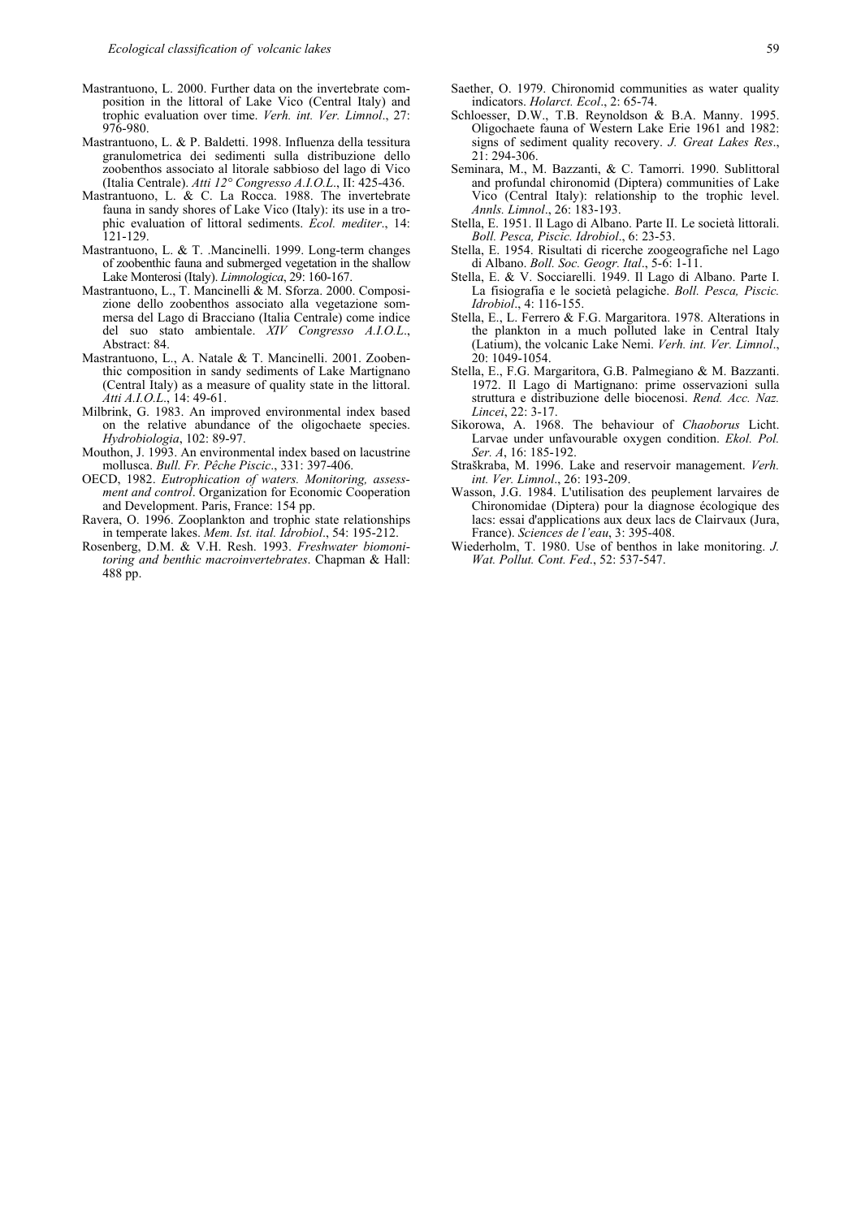Mastrantuono, L. 2000. Further data on the invertebrate composition in the littoral of Lake Vico (Central Italy) and trophic evaluation over time. *Verh. int. Ver. Limnol*., 27: 976-980.

Mastrantuono, L. & P. Baldetti. 1998. Influenza della tessitura granulometrica dei sedimenti sulla distribuzione dello zoobenthos associato al litorale sabbioso del lago di Vico (Italia Centrale). *Atti 12° Congresso A.I.O.L*., II: 425-436.

Mastrantuono, L. & C. La Rocca. 1988. The invertebrate fauna in sandy shores of Lake Vico (Italy): its use in a trophic evaluation of littoral sediments. *Ecol. mediter*., 14: 121-129.

Mastrantuono, L. & T. .Mancinelli. 1999. Long-term changes of zoobenthic fauna and submerged vegetation in the shallow Lake Monterosi (Italy). *Limnologica*, 29: 160-167.

Mastrantuono, L., T. Mancinelli & M. Sforza. 2000. Composizione dello zoobenthos associato alla vegetazione sommersa del Lago di Bracciano (Italia Centrale) come indice del suo stato ambientale. *XIV Congresso A.I.O.L*., Abstract: 84.

Mastrantuono, L., A. Natale & T. Mancinelli. 2001. Zoobenthic composition in sandy sediments of Lake Martignano (Central Italy) as a measure of quality state in the littoral. *Atti A.I.O.L*., 14: 49-61.

Milbrink, G. 1983. An improved environmental index based on the relative abundance of the oligochaete species. *Hydrobiologia*, 102: 89-97.

Mouthon, J. 1993. An environmental index based on lacustrine mollusca. *Bull. Fr. Pêche Piscic*., 331: 397-406.

OECD, 1982. *Eutrophication of waters. Monitoring, assessment and control*. Organization for Economic Cooperation and Development. Paris, France: 154 pp.

Ravera, O. 1996. Zooplankton and trophic state relationships in temperate lakes. *Mem. Ist. ital. Idrobiol*., 54: 195-212.

Rosenberg, D.M. & V.H. Resh. 1993. *Freshwater biomonitoring and benthic macroinvertebrates*. Chapman & Hall: 488 pp.

Saether, O. 1979. Chironomid communities as water quality indicators. *Holarct. Ecol*., 2: 65-74.

Schloesser, D.W., T.B. Reynoldson & B.A. Manny. 1995. Oligochaete fauna of Western Lake Erie 1961 and 1982: signs of sediment quality recovery. *J. Great Lakes Res*., 21: 294-306.

Seminara, M., M. Bazzanti, & C. Tamorri. 1990. Sublittoral and profundal chironomid (Diptera) communities of Lake Vico (Central Italy): relationship to the trophic level. *Annls. Limnol*., 26: 183-193.

Stella, E. 1951. Il Lago di Albano. Parte II. Le società littorali. *Boll. Pesca, Piscic. Idrobiol*., 6: 23-53.

Stella, E. 1954. Risultati di ricerche zoogeografiche nel Lago di Albano. *Boll. Soc. Geogr. Ital*., 5-6: 1-11.

Stella, E. & V. Socciarelli. 1949. Il Lago di Albano. Parte I. La fisiografia e le società pelagiche. *Boll. Pesca, Piscic. Idrobiol*., 4: 116-155.

Stella, E., L. Ferrero & F.G. Margaritora. 1978. Alterations in the plankton in a much polluted lake in Central Italy (Latium), the volcanic Lake Nemi. *Verh. int. Ver. Limnol*., 20: 1049-1054.

Stella, E., F.G. Margaritora, G.B. Palmegiano & M. Bazzanti. 1972. Il Lago di Martignano: prime osservazioni sulla struttura e distribuzione delle biocenosi. *Rend. Acc. Naz. Lincei*, 22: 3-17.

Sikorowa, A. 1968. The behaviour of *Chaoborus* Licht. Larvae under unfavourable oxygen condition. *Ekol. Pol. Ser. A*, 16: 185-192.

Straškraba, M. 1996. Lake and reservoir management. *Verh. int. Ver. Limnol*., 26: 193-209.

Wasson, J.G. 1984. L'utilisation des peuplement larvaires de Chironomidae (Diptera) pour la diagnose écologique des lacs: essai d'applications aux deux lacs de Clairvaux (Jura, France). *Sciences de l'eau*, 3: 395-408.

Wiederholm, T. 1980. Use of benthos in lake monitoring. *J. Wat. Pollut. Cont. Fed*., 52: 537-547.